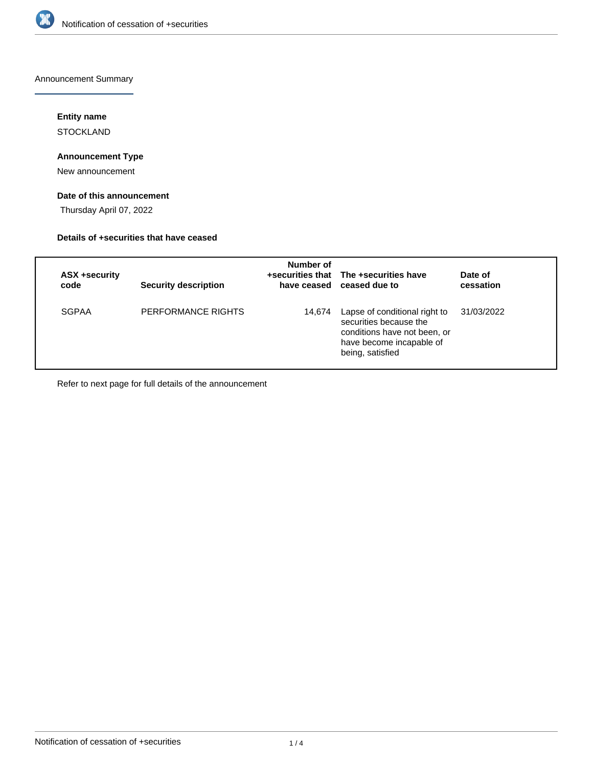# Notification of cessation of +securities

## Announcement Summary

### Entity name

STOCKLAND

### Announcement Type

New announcement

### Date of this announcement

Thursday April 07, 2022

### Details of +securities that have ceased

| ASX +security code | Security description | Number of +securities that have ceased | The +securities have ceased due to | Date of cessation |
|---|---|---|---|---|
| SGPAA | PERFORMANCE RIGHTS | 14,674 | Lapse of conditional right to securities because the conditions have not been, or have become incapable of being, satisfied | 31/03/2022 |

Refer to next page for full details of the announcement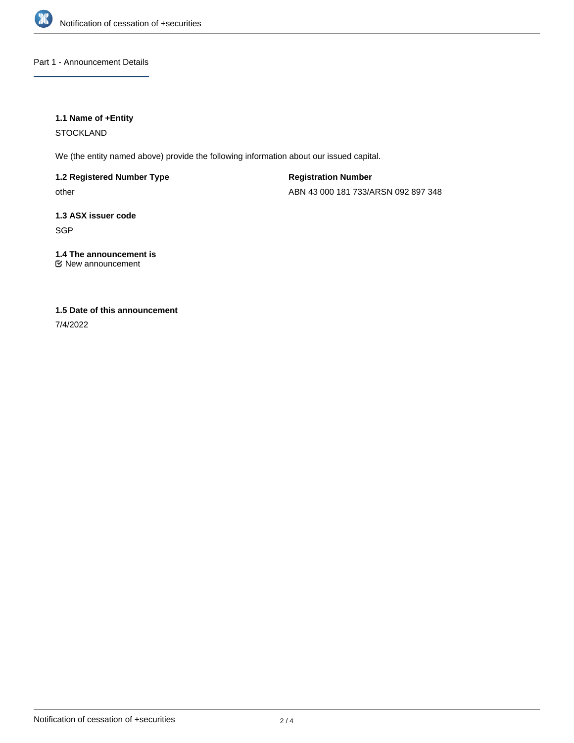## Part 1 - Announcement Details

### 1.1 Name of +Entity

STOCKLAND

We (the entity named above) provide the following information about our issued capital.

**1.2 Registered Number Type**

other

**Registration Number**

ABN 43 000 181 733/ARSN 092 897 348

### 1.3 ASX issuer code

SGP

### 1.4 The announcement is

☑ New announcement

### 1.5 Date of this announcement

7/4/2022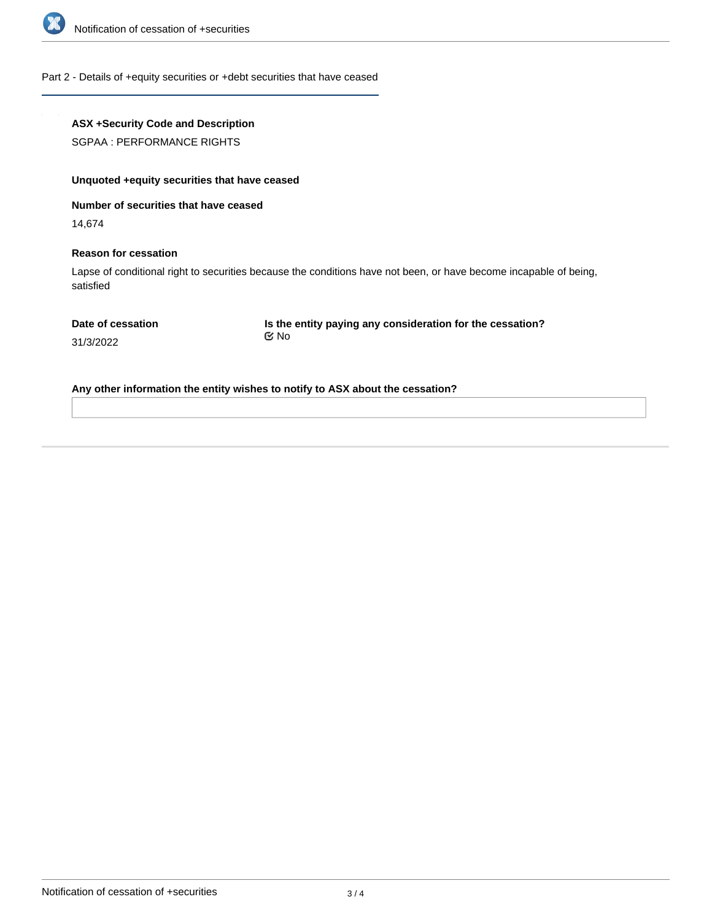## Part 2 - Details of +equity securities or +debt securities that have ceased

**ASX +Security Code and Description**

SGPAA : PERFORMANCE RIGHTS

**Unquoted +equity securities that have ceased**

**Number of securities that have ceased**

14,674

**Reason for cessation**

Lapse of conditional right to securities because the conditions have not been, or have become incapable of being, satisfied

**Date of cessation**

31/3/2022

**Is the entity paying any consideration for the cessation?**

No

**Any other information the entity wishes to notify to ASX about the cessation?**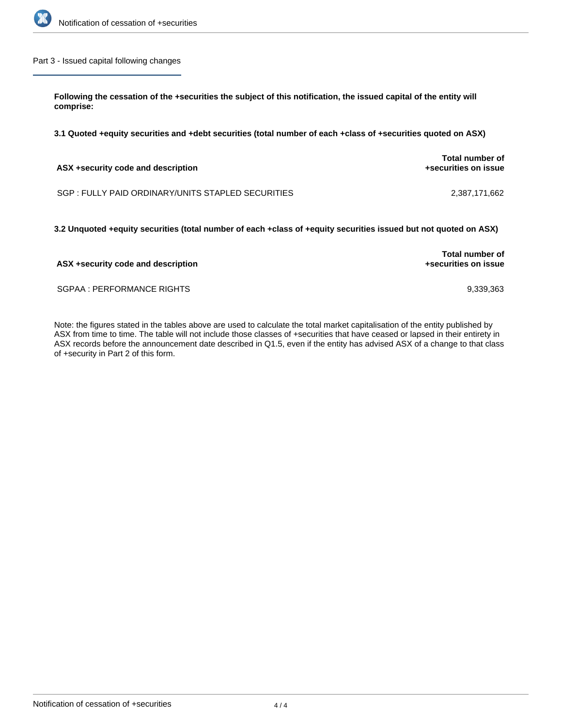## Part 3 - Issued capital following changes

**Following the cessation of the +securities the subject of this notification, the issued capital of the entity will comprise:**

**3.1 Quoted +equity securities and +debt securities (total number of each +class of +securities quoted on ASX)**

| ASX +security code and description | Total number of +securities on issue |
| --- | --- |
| SGP : FULLY PAID ORDINARY/UNITS STAPLED SECURITIES | 2,387,171,662 |

**3.2 Unquoted +equity securities (total number of each +class of +equity securities issued but not quoted on ASX)**

| ASX +security code and description | Total number of +securities on issue |
| --- | --- |
| SGPAA : PERFORMANCE RIGHTS | 9,339,363 |

Note: the figures stated in the tables above are used to calculate the total market capitalisation of the entity published by ASX from time to time. The table will not include those classes of +securities that have ceased or lapsed in their entirety in ASX records before the announcement date described in Q1.5, even if the entity has advised ASX of a change to that class of +security in Part 2 of this form.